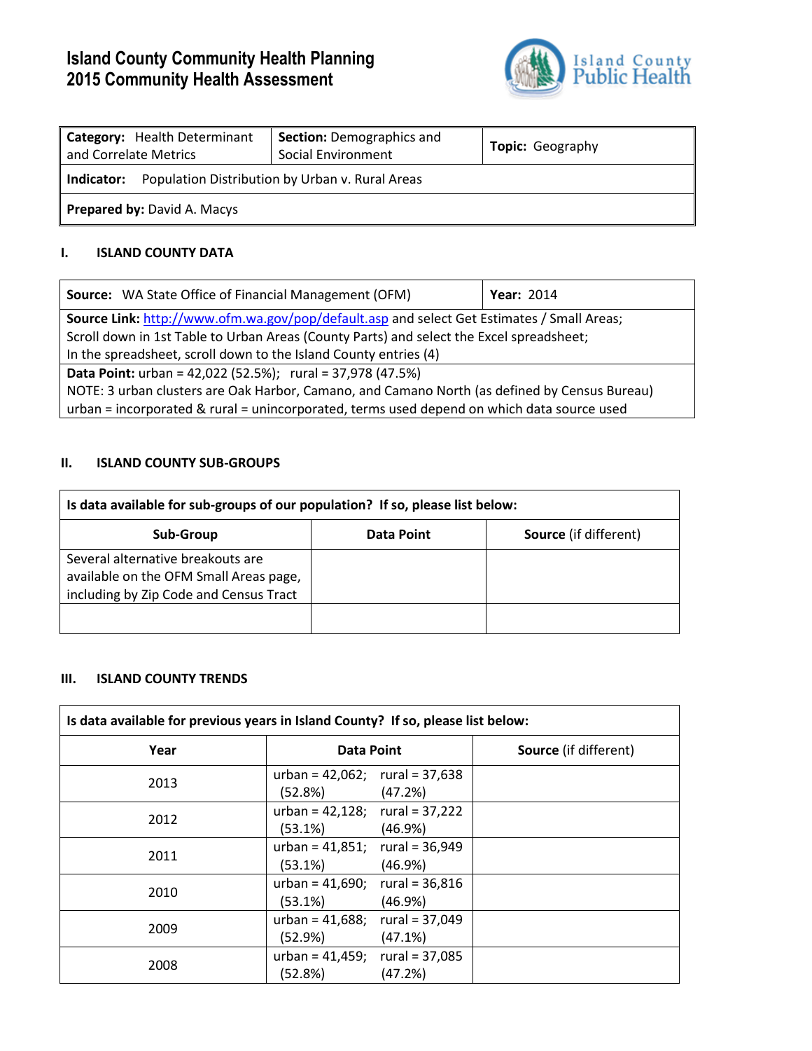# Island County Community Health Planning
# 2015 Community Health Assessment

Island County Public Health

| **Category:** Health Determinant and Correlate Metrics | **Section:** Demographics and Social Environment | **Topic:** Geography |
|---|---|---|
| **Indicator:** Population Distribution by Urban v. Rural Areas | | |
| **Prepared by:** David A. Macys | | |

## I. ISLAND COUNTY DATA

| **Source:** WA State Office of Financial Management (OFM) | **Year:** 2014 |
|---|---|
| **Source Link:** http://www.ofm.wa.gov/pop/default.asp and select Get Estimates / Small Areas; Scroll down in 1st Table to Urban Areas (County Parts) and select the Excel spreadsheet; In the spreadsheet, scroll down to the Island County entries (4) | |
| **Data Point:** urban = 42,022 (52.5%); rural = 37,978 (47.5%)<br>NOTE: 3 urban clusters are Oak Harbor, Camano, and Camano North (as defined by Census Bureau)<br>urban = incorporated & rural = unincorporated, terms used depend on which data source used | |

## II. ISLAND COUNTY SUB-GROUPS

**Is data available for sub-groups of our population? If so, please list below:**

| Sub-Group | Data Point | Source (if different) |
|---|---|---|
| Several alternative breakouts are available on the OFM Small Areas page, including by Zip Code and Census Tract | | |
| | | |

## III. ISLAND COUNTY TRENDS

**Is data available for previous years in Island County? If so, please list below:**

| Year | Data Point | Source (if different) |
|---|---|---|
| 2013 | urban = 42,062; (52.8%) rural = 37,638 (47.2%) | |
| 2012 | urban = 42,128; (53.1%) rural = 37,222 (46.9%) | |
| 2011 | urban = 41,851; (53.1%) rural = 36,949 (46.9%) | |
| 2010 | urban = 41,690; (53.1%) rural = 36,816 (46.9%) | |
| 2009 | urban = 41,688; (52.9%) rural = 37,049 (47.1%) | |
| 2008 | urban = 41,459; (52.8%) rural = 37,085 (47.2%) | |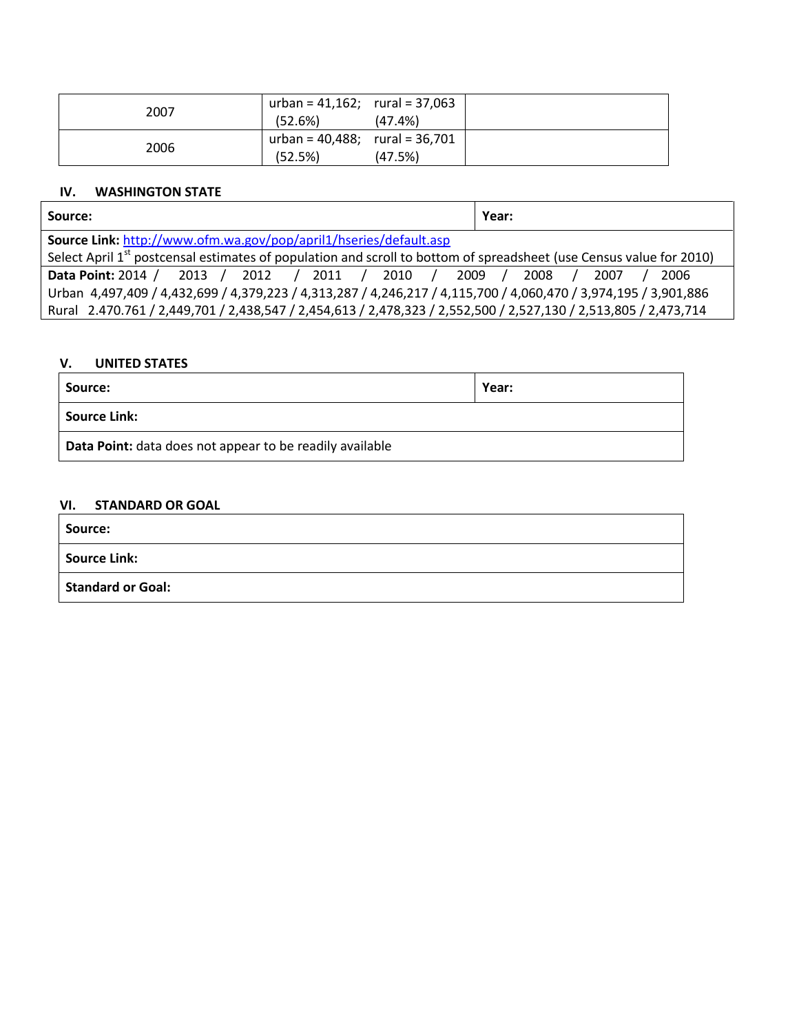| | | |
|---|---|---|
| 2007 | urban = 41,162; (52.6%) rural = 37,063 (47.4%) | |
| 2006 | urban = 40,488; (52.5%) rural = 36,701 (47.5%) | |

### IV. WASHINGTON STATE

| **Source:** | **Year:** |
|---|---|
| **Source Link:** http://www.ofm.wa.gov/pop/april1/hseries/default.asp<br>Select April 1st postcensal estimates of population and scroll to bottom of spreadsheet (use Census value for 2010) | |
| **Data Point:** 2014 / 2013 / 2012 / 2011 / 2010 / 2009 / 2008 / 2007 / 2006<br>Urban 4,497,409 / 4,432,699 / 4,379,223 / 4,313,287 / 4,246,217 / 4,115,700 / 4,060,470 / 3,974,195 / 3,901,886<br>Rural 2.470.761 / 2,449,701 / 2,438,547 / 2,454,613 / 2,478,323 / 2,552,500 / 2,527,130 / 2,513,805 / 2,473,714 | |

### V. UNITED STATES

| **Source:** | **Year:** |
|---|---|
| **Source Link:** | |
| **Data Point:** data does not appear to be readily available | |

### VI. STANDARD OR GOAL

| |
|---|
| **Source:** |
| **Source Link:** |
| **Standard or Goal:** |